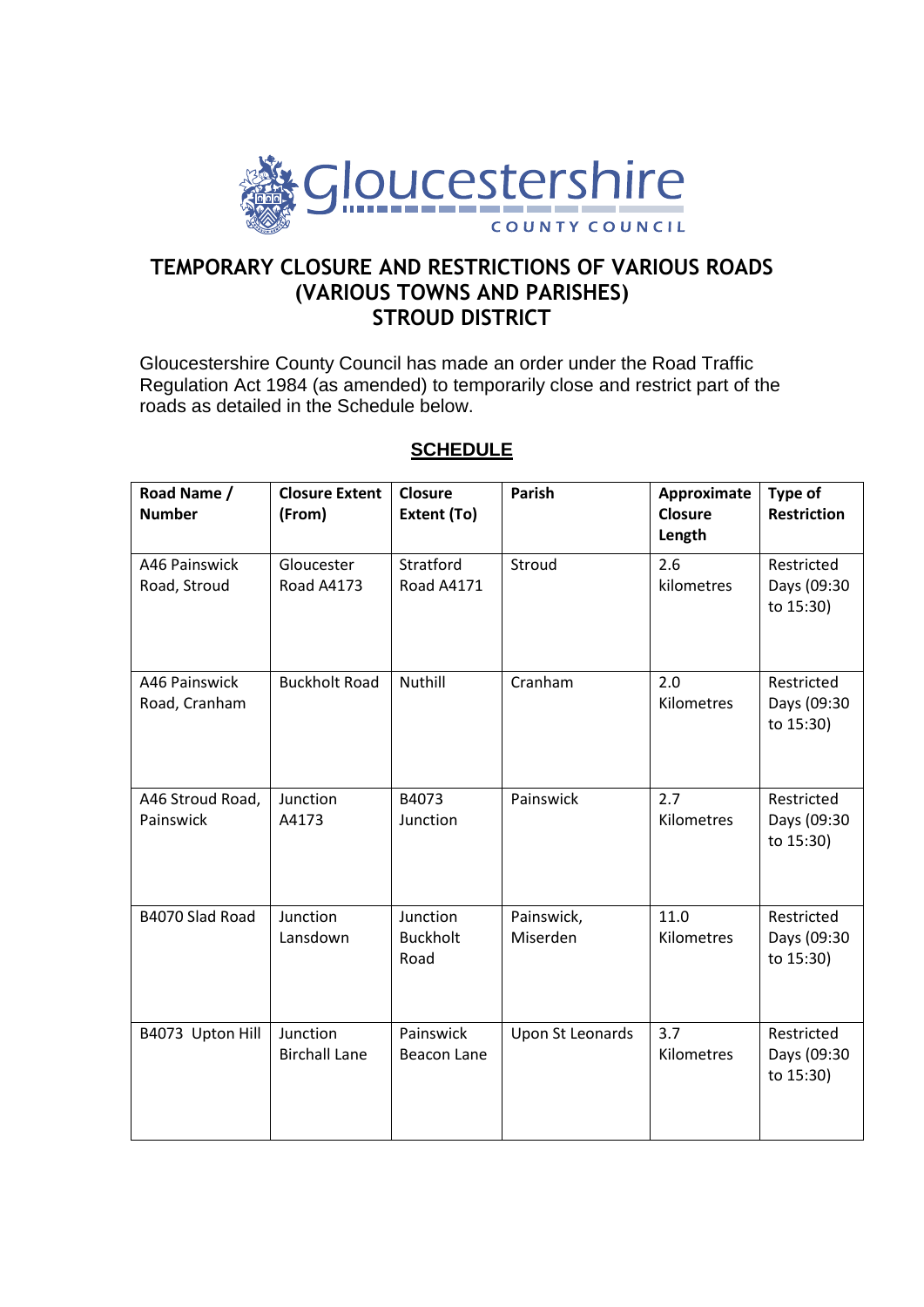Gloucestershire COUNTY COUNCIL

# TEMPORARY CLOSURE AND RESTRICTIONS OF VARIOUS ROADS (VARIOUS TOWNS AND PARISHES) STROUD DISTRICT

Gloucestershire County Council has made an order under the Road Traffic Regulation Act 1984 (as amended) to temporarily close and restrict part of the roads as detailed in the Schedule below.

## SCHEDULE

| Road Name / Number | Closure Extent (From) | Closure Extent (To) | Parish | Approximate Closure Length | Type of Restriction |
|---|---|---|---|---|---|
| A46 Painswick Road, Stroud | Gloucester Road A4173 | Stratford Road A4171 | Stroud | 2.6 kilometres | Restricted Days (09:30 to 15:30) |
| A46 Painswick Road, Cranham | Buckholt Road | Nuthill | Cranham | 2.0 Kilometres | Restricted Days (09:30 to 15:30) |
| A46 Stroud Road, Painswick | Junction A4173 | B4073 Junction | Painswick | 2.7 Kilometres | Restricted Days (09:30 to 15:30) |
| B4070 Slad Road | Junction Lansdown | Junction Buckholt Road | Painswick, Miserden | 11.0 Kilometres | Restricted Days (09:30 to 15:30) |
| B4073 Upton Hill | Junction Birchall Lane | Painswick Beacon Lane | Upon St Leonards | 3.7 Kilometres | Restricted Days (09:30 to 15:30) |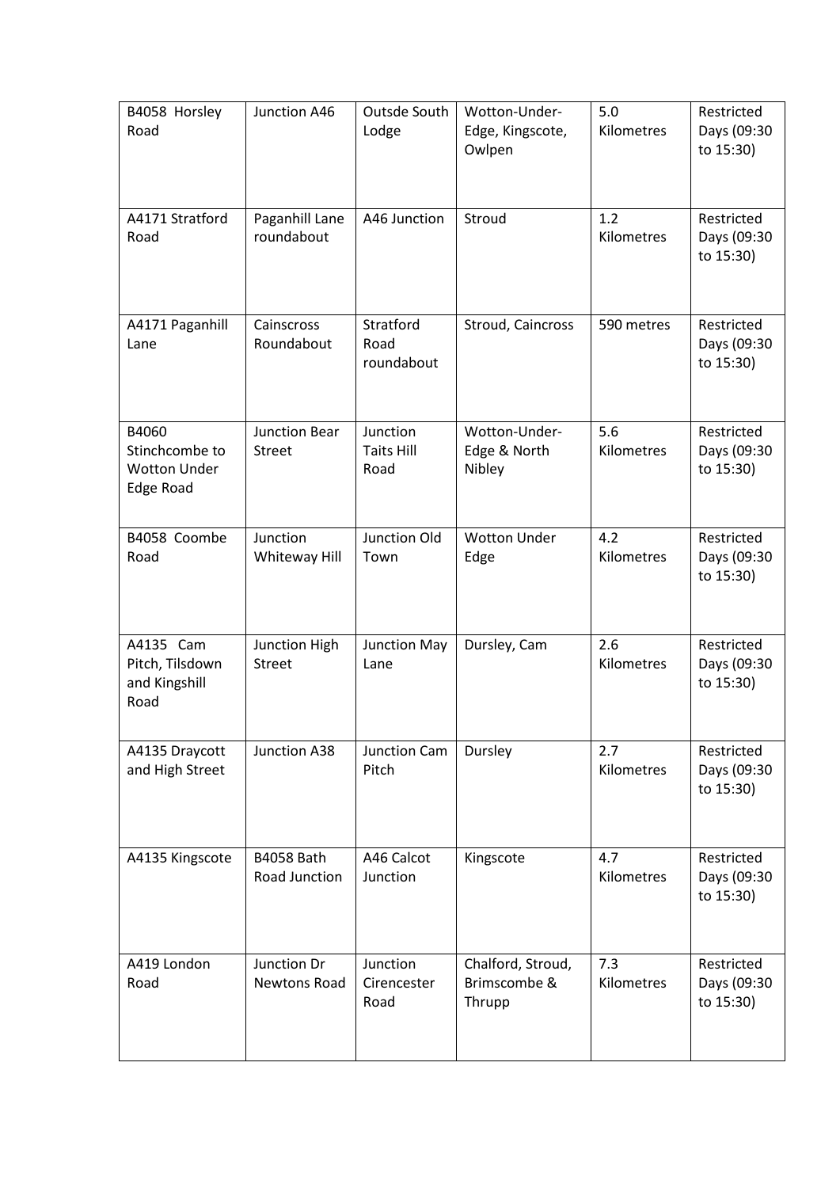| B4058 Horsley Road | Junction A46 | Outsde South Lodge | Wotton-Under-Edge, Kingscote, Owlpen | 5.0 Kilometres | Restricted Days (09:30 to 15:30) |
|---|---|---|---|---|---|
| A4171 Stratford Road | Paganhill Lane roundabout | A46 Junction | Stroud | 1.2 Kilometres | Restricted Days (09:30 to 15:30) |
| A4171 Paganhill Lane | Cainscross Roundabout | Stratford Road roundabout | Stroud, Caincross | 590 metres | Restricted Days (09:30 to 15:30) |
| B4060 Stinchcombe to Wotton Under Edge Road | Junction Bear Street | Junction Taits Hill Road | Wotton-Under-Edge & North Nibley | 5.6 Kilometres | Restricted Days (09:30 to 15:30) |
| B4058 Coombe Road | Junction Whiteway Hill | Junction Old Town | Wotton Under Edge | 4.2 Kilometres | Restricted Days (09:30 to 15:30) |
| A4135 Cam Pitch, Tilsdown and Kingshill Road | Junction High Street | Junction May Lane | Dursley, Cam | 2.6 Kilometres | Restricted Days (09:30 to 15:30) |
| A4135 Draycott and High Street | Junction A38 | Junction Cam Pitch | Dursley | 2.7 Kilometres | Restricted Days (09:30 to 15:30) |
| A4135 Kingscote | B4058 Bath Road Junction | A46 Calcot Junction | Kingscote | 4.7 Kilometres | Restricted Days (09:30 to 15:30) |
| A419 London Road | Junction Dr Newtons Road | Junction Cirencester Road | Chalford, Stroud, Brimscombe & Thrupp | 7.3 Kilometres | Restricted Days (09:30 to 15:30) |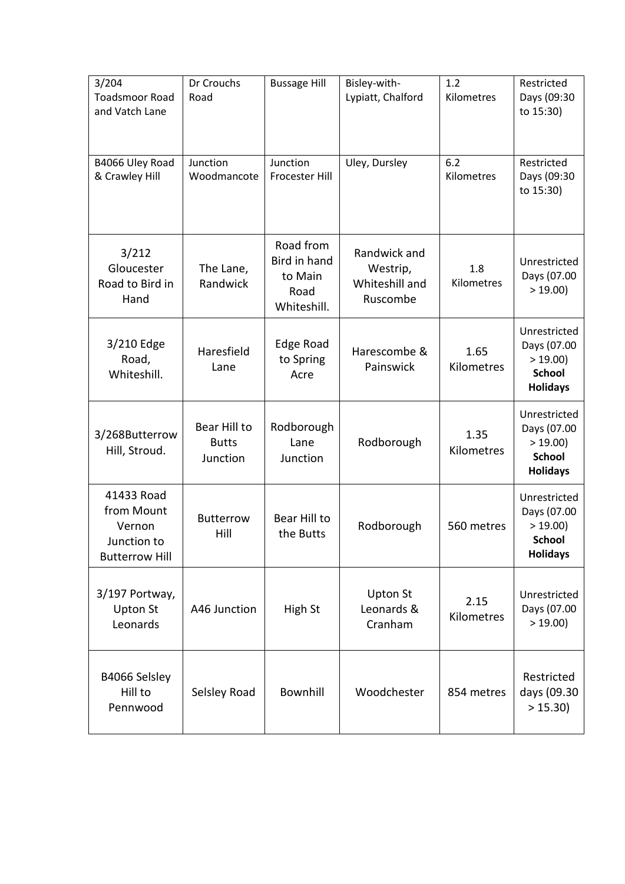| | | | | | |
|---|---|---|---|---|---|
| 3/204 Toadsmoor Road and Vatch Lane | Dr Crouchs Road | Bussage Hill | Bisley-with-Lypiatt, Chalford | 1.2 Kilometres | Restricted Days (09:30 to 15:30) |
| B4066 Uley Road & Crawley Hill | Junction Woodmancote | Junction Frocester Hill | Uley, Dursley | 6.2 Kilometres | Restricted Days (09:30 to 15:30) |
| 3/212 Gloucester Road to Bird in Hand | The Lane, Randwick | Road from Bird in hand to Main Road Whiteshill. | Randwick and Westrip, Whiteshill and Ruscombe | 1.8 Kilometres | Unrestricted Days (07.00 > 19.00) |
| 3/210 Edge Road, Whiteshill. | Haresfield Lane | Edge Road to Spring Acre | Harescombe & Painswick | 1.65 Kilometres | Unrestricted Days (07.00 > 19.00) **School Holidays** |
| 3/268Butterrow Hill, Stroud. | Bear Hill to Butts Junction | Rodborough Lane Junction | Rodborough | 1.35 Kilometres | Unrestricted Days (07.00 > 19.00) **School Holidays** |
| 41433 Road from Mount Vernon Junction to Butterrow Hill | Butterrow Hill | Bear Hill to the Butts | Rodborough | 560 metres | Unrestricted Days (07.00 > 19.00) **School Holidays** |
| 3/197 Portway, Upton St Leonards | A46 Junction | High St | Upton St Leonards & Cranham | 2.15 Kilometres | Unrestricted Days (07.00 > 19.00) |
| B4066 Selsley Hill to Pennwood | Selsley Road | Bownhill | Woodchester | 854 metres | Restricted days (09.30 > 15.30) |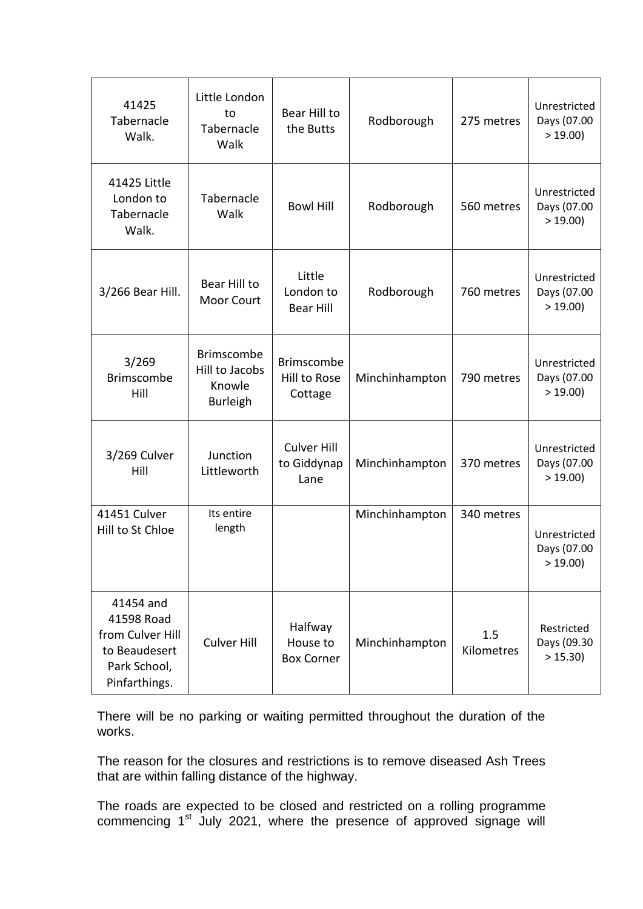| 41425 Tabernacle Walk. | Little London to Tabernacle Walk | Bear Hill to the Butts | Rodborough | 275 metres | Unrestricted Days (07.00 > 19.00) |
|---|---|---|---|---|---|
| 41425 Little London to Tabernacle Walk. | Tabernacle Walk | Bowl Hill | Rodborough | 560 metres | Unrestricted Days (07.00 > 19.00) |
| 3/266 Bear Hill. | Bear Hill to Moor Court | Little London to Bear Hill | Rodborough | 760 metres | Unrestricted Days (07.00 > 19.00) |
| 3/269 Brimscombe Hill | Brimscombe Hill to Jacobs Knowle Burleigh | Brimscombe Hill to Rose Cottage | Minchinhampton | 790 metres | Unrestricted Days (07.00 > 19.00) |
| 3/269 Culver Hill | Junction Littleworth | Culver Hill to Giddynap Lane | Minchinhampton | 370 metres | Unrestricted Days (07.00 > 19.00) |
| 41451 Culver Hill to St Chloe | Its entire length | | Minchinhampton | 340 metres | Unrestricted Days (07.00 > 19.00) |
| 41454 and 41598 Road from Culver Hill to Beaudesert Park School, Pinfarthings. | Culver Hill | Halfway House to Box Corner | Minchinhampton | 1.5 Kilometres | Restricted Days (09.30 > 15.30) |

There will be no parking or waiting permitted throughout the duration of the works.

The reason for the closures and restrictions is to remove diseased Ash Trees that are within falling distance of the highway.

The roads are expected to be closed and restricted on a rolling programme commencing 1st July 2021, where the presence of approved signage will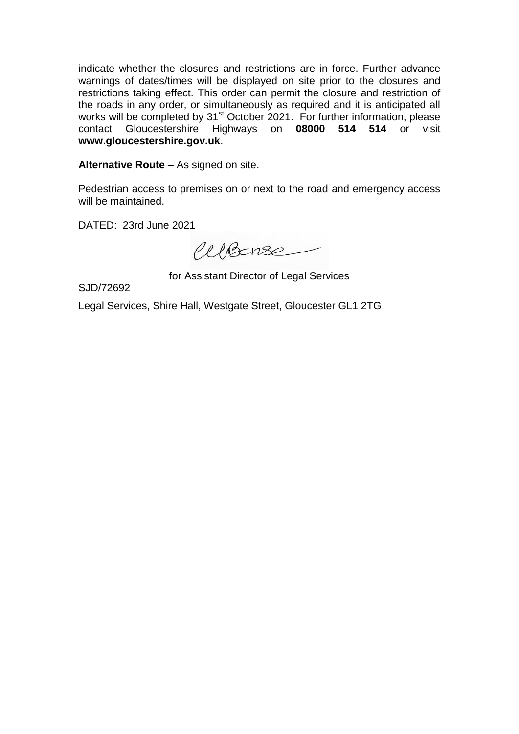indicate whether the closures and restrictions are in force. Further advance warnings of dates/times will be displayed on site prior to the closures and restrictions taking effect. This order can permit the closure and restriction of the roads in any order, or simultaneously as required and it is anticipated all works will be completed by 31st October 2021. For further information, please contact Gloucestershire Highways on **08000 514 514** or visit **www.gloucestershire.gov.uk**.

**Alternative Route –** As signed on site.

Pedestrian access to premises on or next to the road and emergency access will be maintained.

DATED: 23rd June 2021

for Assistant Director of Legal Services

SJD/72692

Legal Services, Shire Hall, Westgate Street, Gloucester GL1 2TG